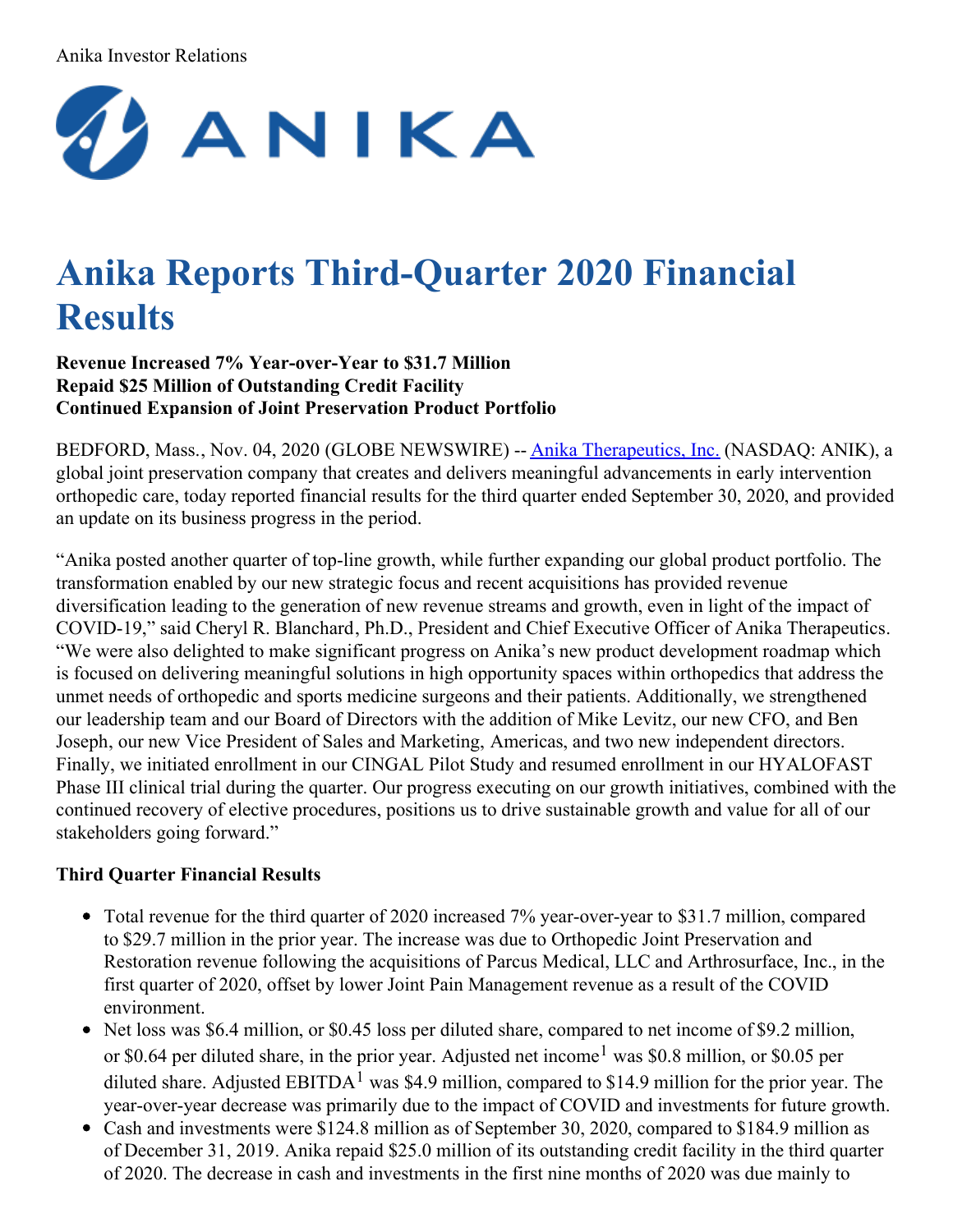Anika Investor Relations

ANIKA

# Anika Reports Third-Quarter 2020 Financial Results

**Revenue Increased 7% Year-over-Year to $31.7 Million**
**Repaid $25 Million of Outstanding Credit Facility**
**Continued Expansion of Joint Preservation Product Portfolio**

BEDFORD, Mass., Nov. 04, 2020 (GLOBE NEWSWIRE) -- Anika Therapeutics, Inc. (NASDAQ: ANIK), a global joint preservation company that creates and delivers meaningful advancements in early intervention orthopedic care, today reported financial results for the third quarter ended September 30, 2020, and provided an update on its business progress in the period.

"Anika posted another quarter of top-line growth, while further expanding our global product portfolio. The transformation enabled by our new strategic focus and recent acquisitions has provided revenue diversification leading to the generation of new revenue streams and growth, even in light of the impact of COVID-19," said Cheryl R. Blanchard, Ph.D., President and Chief Executive Officer of Anika Therapeutics. "We were also delighted to make significant progress on Anika's new product development roadmap which is focused on delivering meaningful solutions in high opportunity spaces within orthopedics that address the unmet needs of orthopedic and sports medicine surgeons and their patients. Additionally, we strengthened our leadership team and our Board of Directors with the addition of Mike Levitz, our new CFO, and Ben Joseph, our new Vice President of Sales and Marketing, Americas, and two new independent directors. Finally, we initiated enrollment in our CINGAL Pilot Study and resumed enrollment in our HYALOFAST Phase III clinical trial during the quarter. Our progress executing on our growth initiatives, combined with the continued recovery of elective procedures, positions us to drive sustainable growth and value for all of our stakeholders going forward."

### Third Quarter Financial Results

- Total revenue for the third quarter of 2020 increased 7% year-over-year to $31.7 million, compared to $29.7 million in the prior year. The increase was due to Orthopedic Joint Preservation and Restoration revenue following the acquisitions of Parcus Medical, LLC and Arthrosurface, Inc., in the first quarter of 2020, offset by lower Joint Pain Management revenue as a result of the COVID environment.
- Net loss was $6.4 million, or $0.45 loss per diluted share, compared to net income of $9.2 million, or $0.64 per diluted share, in the prior year. Adjusted net income[1] was $0.8 million, or $0.05 per diluted share. Adjusted EBITDA[1] was $4.9 million, compared to $14.9 million for the prior year. The year-over-year decrease was primarily due to the impact of COVID and investments for future growth.
- Cash and investments were $124.8 million as of September 30, 2020, compared to $184.9 million as of December 31, 2019. Anika repaid $25.0 million of its outstanding credit facility in the third quarter of 2020. The decrease in cash and investments in the first nine months of 2020 was due mainly to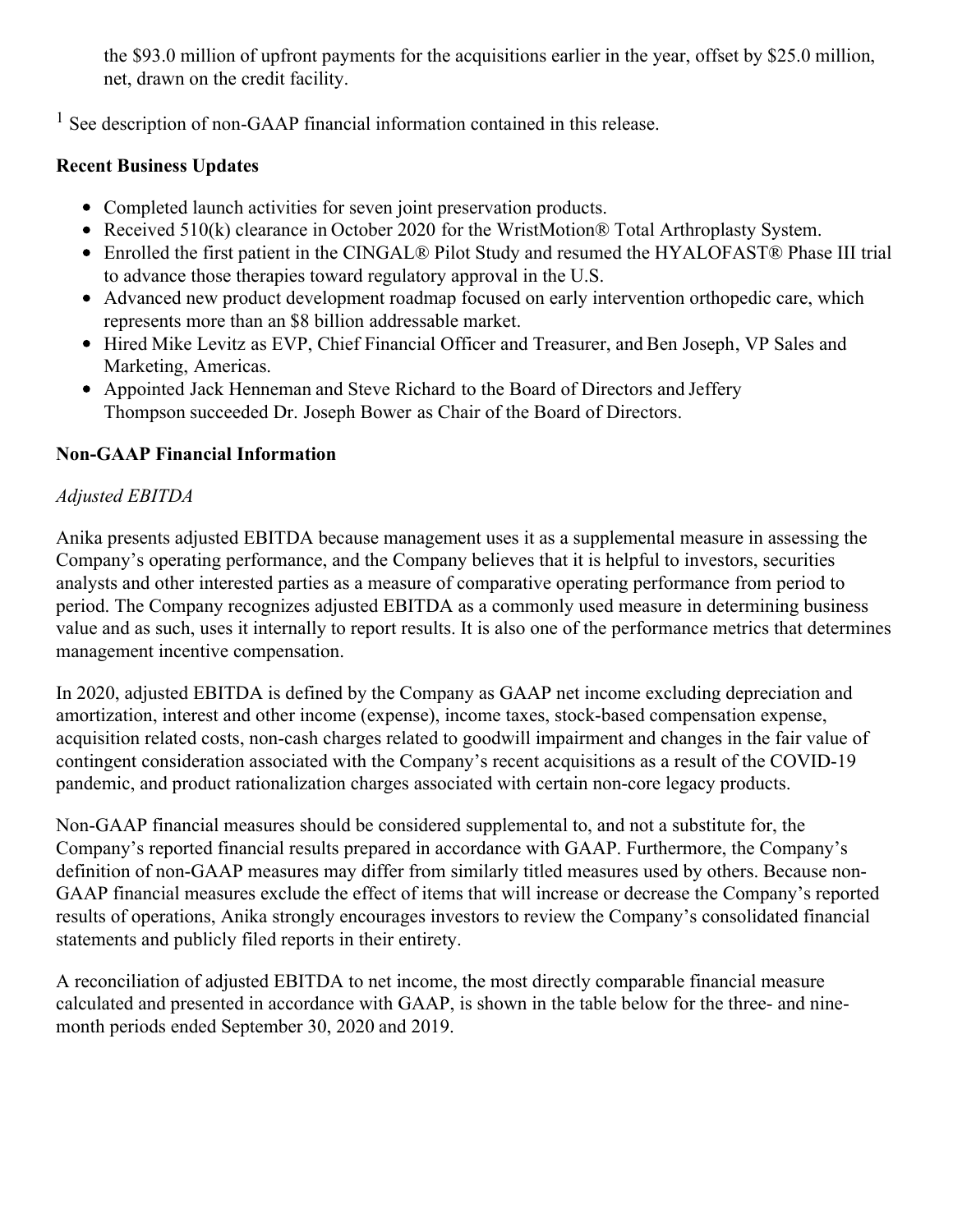the $93.0 million of upfront payments for the acquisitions earlier in the year, offset by $25.0 million, net, drawn on the credit facility.

[1] See description of non-GAAP financial information contained in this release.

**Recent Business Updates**

- Completed launch activities for seven joint preservation products.
- Received 510(k) clearance in October 2020 for the WristMotion® Total Arthroplasty System.
- Enrolled the first patient in the CINGAL® Pilot Study and resumed the HYALOFAST® Phase III trial to advance those therapies toward regulatory approval in the U.S.
- Advanced new product development roadmap focused on early intervention orthopedic care, which represents more than an $8 billion addressable market.
- Hired Mike Levitz as EVP, Chief Financial Officer and Treasurer, and Ben Joseph, VP Sales and Marketing, Americas.
- Appointed Jack Henneman and Steve Richard to the Board of Directors and Jeffery Thompson succeeded Dr. Joseph Bower as Chair of the Board of Directors.

**Non-GAAP Financial Information**

*Adjusted EBITDA*

Anika presents adjusted EBITDA because management uses it as a supplemental measure in assessing the Company's operating performance, and the Company believes that it is helpful to investors, securities analysts and other interested parties as a measure of comparative operating performance from period to period. The Company recognizes adjusted EBITDA as a commonly used measure in determining business value and as such, uses it internally to report results. It is also one of the performance metrics that determines management incentive compensation.

In 2020, adjusted EBITDA is defined by the Company as GAAP net income excluding depreciation and amortization, interest and other income (expense), income taxes, stock-based compensation expense, acquisition related costs, non-cash charges related to goodwill impairment and changes in the fair value of contingent consideration associated with the Company's recent acquisitions as a result of the COVID-19 pandemic, and product rationalization charges associated with certain non-core legacy products.

Non-GAAP financial measures should be considered supplemental to, and not a substitute for, the Company's reported financial results prepared in accordance with GAAP. Furthermore, the Company's definition of non-GAAP measures may differ from similarly titled measures used by others. Because non-GAAP financial measures exclude the effect of items that will increase or decrease the Company's reported results of operations, Anika strongly encourages investors to review the Company's consolidated financial statements and publicly filed reports in their entirety.

A reconciliation of adjusted EBITDA to net income, the most directly comparable financial measure calculated and presented in accordance with GAAP, is shown in the table below for the three- and nine-month periods ended September 30, 2020 and 2019.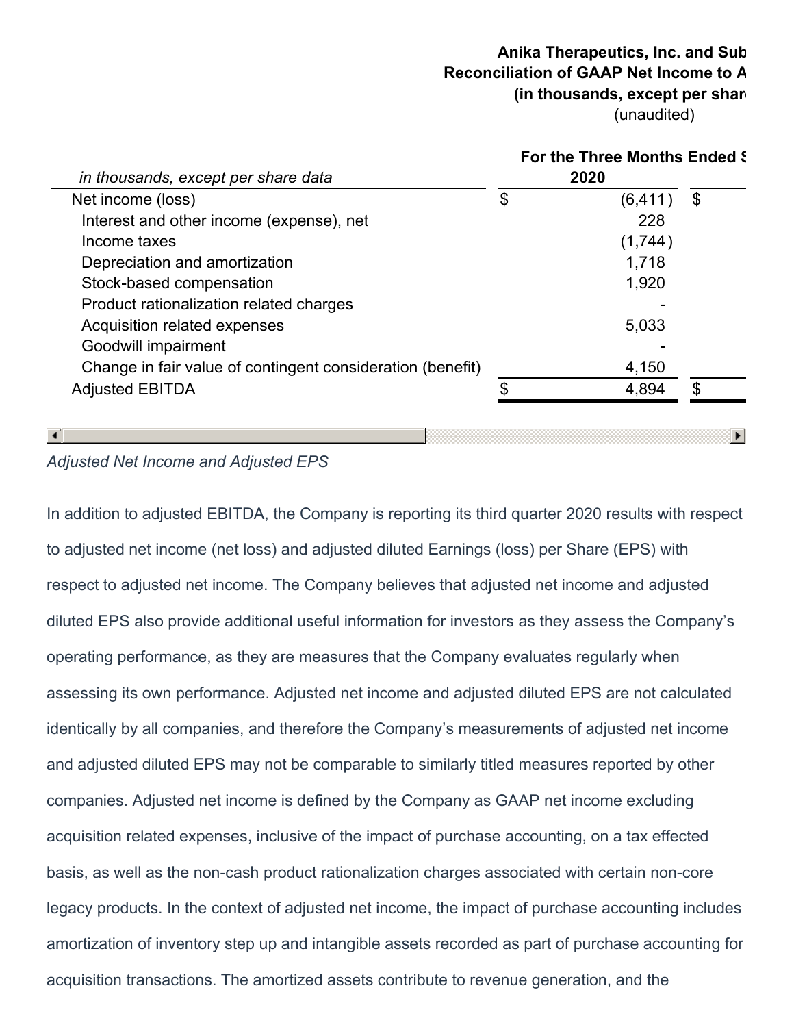**Anika Therapeutics, Inc. and Sub**
**Reconciliation of GAAP Net Income to A**
**(in thousands, except per shar**
(unaudited)

| *in thousands, except per share data* | For the Three Months Ended S 2020 | |
|---|---|---|
| Net income (loss) | $ (6,411) | $ |
| Interest and other income (expense), net | 228 | |
| Income taxes | (1,744) | |
| Depreciation and amortization | 1,718 | |
| Stock-based compensation | 1,920 | |
| Product rationalization related charges | - | |
| Acquisition related expenses | 5,033 | |
| Goodwill impairment | - | |
| Change in fair value of contingent consideration (benefit) | 4,150 | |
| Adjusted EBITDA | $ 4,894 | $ |

*Adjusted Net Income and Adjusted EPS*

In addition to adjusted EBITDA, the Company is reporting its third quarter 2020 results with respect to adjusted net income (net loss) and adjusted diluted Earnings (loss) per Share (EPS) with respect to adjusted net income. The Company believes that adjusted net income and adjusted diluted EPS also provide additional useful information for investors as they assess the Company's operating performance, as they are measures that the Company evaluates regularly when assessing its own performance. Adjusted net income and adjusted diluted EPS are not calculated identically by all companies, and therefore the Company's measurements of adjusted net income and adjusted diluted EPS may not be comparable to similarly titled measures reported by other companies. Adjusted net income is defined by the Company as GAAP net income excluding acquisition related expenses, inclusive of the impact of purchase accounting, on a tax effected basis, as well as the non-cash product rationalization charges associated with certain non-core legacy products. In the context of adjusted net income, the impact of purchase accounting includes amortization of inventory step up and intangible assets recorded as part of purchase accounting for acquisition transactions. The amortized assets contribute to revenue generation, and the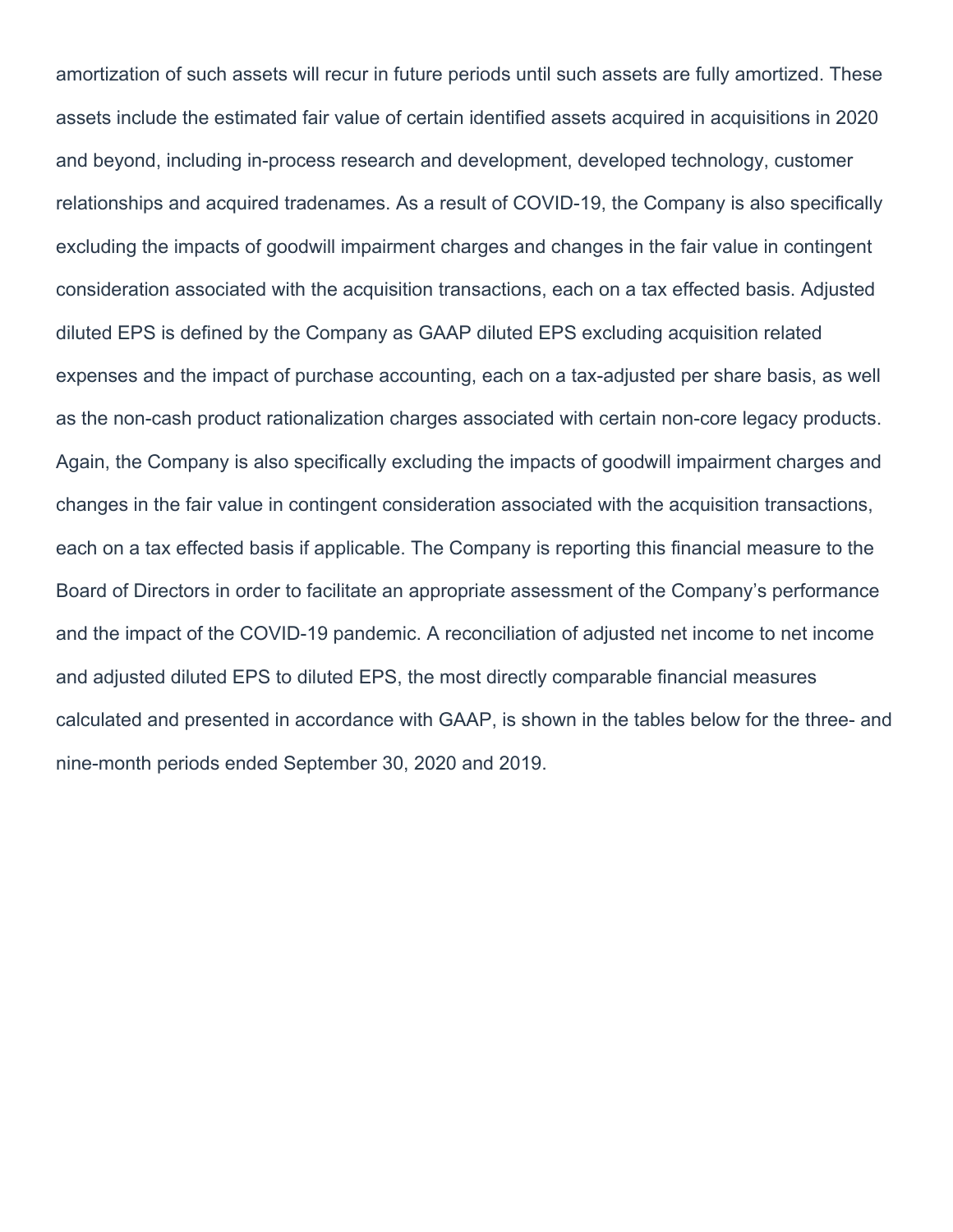amortization of such assets will recur in future periods until such assets are fully amortized. These assets include the estimated fair value of certain identified assets acquired in acquisitions in 2020 and beyond, including in-process research and development, developed technology, customer relationships and acquired tradenames. As a result of COVID-19, the Company is also specifically excluding the impacts of goodwill impairment charges and changes in the fair value in contingent consideration associated with the acquisition transactions, each on a tax effected basis. Adjusted diluted EPS is defined by the Company as GAAP diluted EPS excluding acquisition related expenses and the impact of purchase accounting, each on a tax-adjusted per share basis, as well as the non-cash product rationalization charges associated with certain non-core legacy products. Again, the Company is also specifically excluding the impacts of goodwill impairment charges and changes in the fair value in contingent consideration associated with the acquisition transactions, each on a tax effected basis if applicable. The Company is reporting this financial measure to the Board of Directors in order to facilitate an appropriate assessment of the Company's performance and the impact of the COVID-19 pandemic. A reconciliation of adjusted net income to net income and adjusted diluted EPS to diluted EPS, the most directly comparable financial measures calculated and presented in accordance with GAAP, is shown in the tables below for the three- and nine-month periods ended September 30, 2020 and 2019.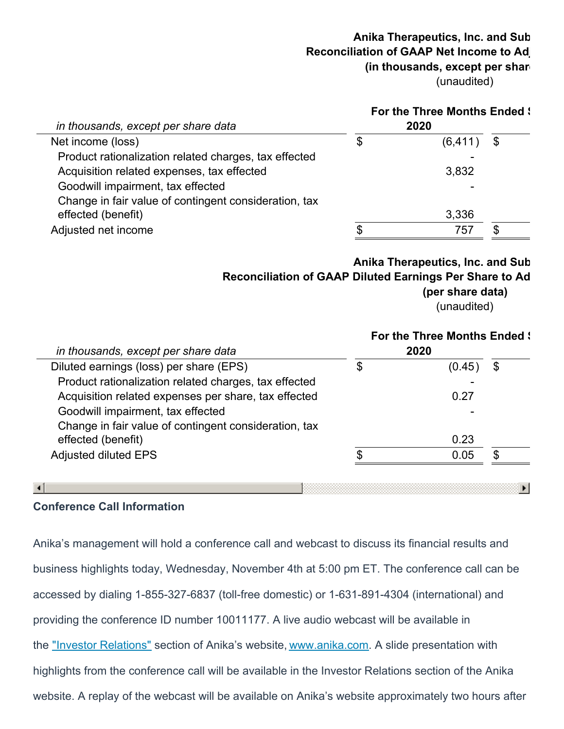**Anika Therapeutics, Inc. and Sub**
**Reconciliation of GAAP Net Income to Ad**
**(in thousands, except per shar**
(unaudited)

| *in thousands, except per share data* | For the Three Months Ended S 2020 | |
|---|---|---|
| Net income (loss) | $ (6,411) | $ |
| Product rationalization related charges, tax effected | - | |
| Acquisition related expenses, tax effected | 3,832 | |
| Goodwill impairment, tax effected | - | |
| Change in fair value of contingent consideration, tax effected (benefit) | 3,336 | |
| Adjusted net income | $ 757 | $ |

**Anika Therapeutics, Inc. and Sub**
**Reconciliation of GAAP Diluted Earnings Per Share to Ad**
**(per share data)**
(unaudited)

| *in thousands, except per share data* | For the Three Months Ended S 2020 | |
|---|---|---|
| Diluted earnings (loss) per share (EPS) | $ (0.45) | $ |
| Product rationalization related charges, tax effected | - | |
| Acquisition related expenses per share, tax effected | 0.27 | |
| Goodwill impairment, tax effected | - | |
| Change in fair value of contingent consideration, tax effected (benefit) | 0.23 | |
| Adjusted diluted EPS | $ 0.05 | $ |

**Conference Call Information**

Anika's management will hold a conference call and webcast to discuss its financial results and business highlights today, Wednesday, November 4th at 5:00 pm ET. The conference call can be accessed by dialing 1-855-327-6837 (toll-free domestic) or 1-631-891-4304 (international) and providing the conference ID number 10011177. A live audio webcast will be available in the "Investor Relations" section of Anika's website, www.anika.com. A slide presentation with highlights from the conference call will be available in the Investor Relations section of the Anika website. A replay of the webcast will be available on Anika's website approximately two hours after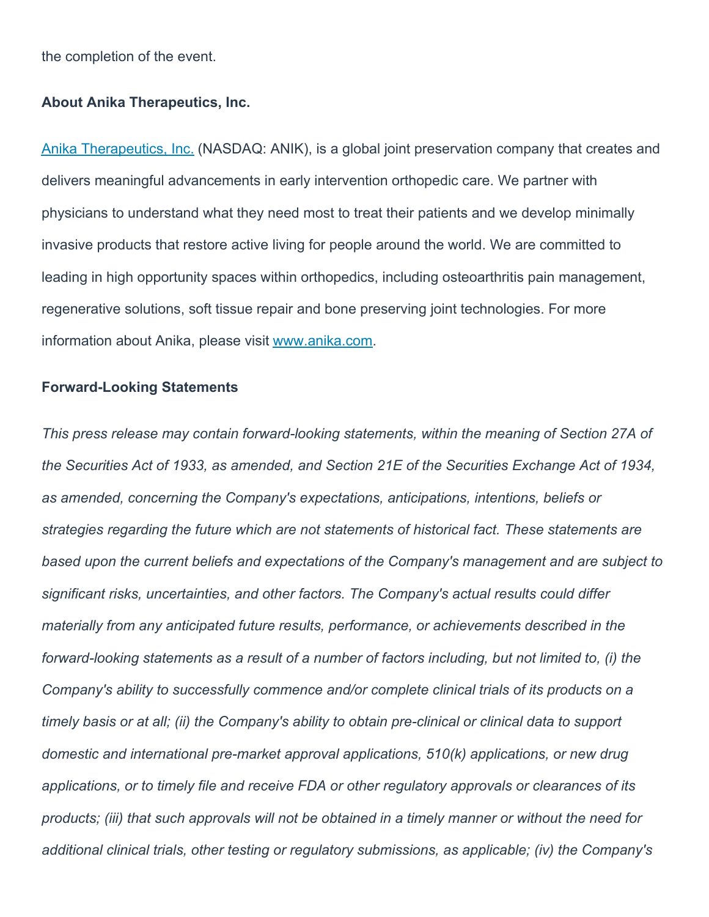the completion of the event.

**About Anika Therapeutics, Inc.**

[Anika Therapeutics, Inc.](https://www.anika.com) (NASDAQ: ANIK), is a global joint preservation company that creates and delivers meaningful advancements in early intervention orthopedic care. We partner with physicians to understand what they need most to treat their patients and we develop minimally invasive products that restore active living for people around the world. We are committed to leading in high opportunity spaces within orthopedics, including osteoarthritis pain management, regenerative solutions, soft tissue repair and bone preserving joint technologies. For more information about Anika, please visit [www.anika.com](http://www.anika.com).

**Forward-Looking Statements**

*This press release may contain forward-looking statements, within the meaning of Section 27A of the Securities Act of 1933, as amended, and Section 21E of the Securities Exchange Act of 1934, as amended, concerning the Company's expectations, anticipations, intentions, beliefs or strategies regarding the future which are not statements of historical fact. These statements are based upon the current beliefs and expectations of the Company's management and are subject to significant risks, uncertainties, and other factors. The Company's actual results could differ materially from any anticipated future results, performance, or achievements described in the forward-looking statements as a result of a number of factors including, but not limited to, (i) the Company's ability to successfully commence and/or complete clinical trials of its products on a timely basis or at all; (ii) the Company's ability to obtain pre-clinical or clinical data to support domestic and international pre-market approval applications, 510(k) applications, or new drug applications, or to timely file and receive FDA or other regulatory approvals or clearances of its products; (iii) that such approvals will not be obtained in a timely manner or without the need for additional clinical trials, other testing or regulatory submissions, as applicable; (iv) the Company's*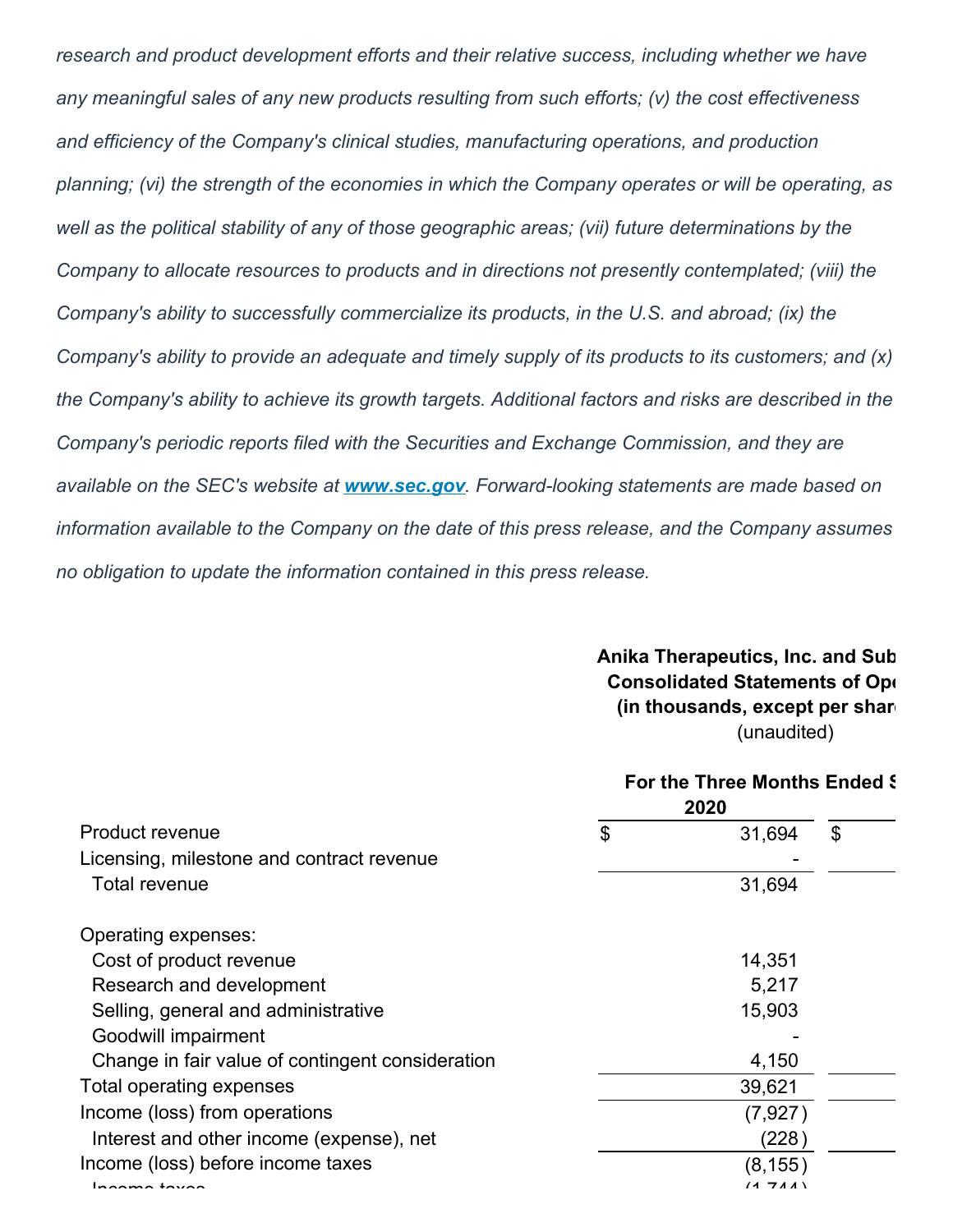*research and product development efforts and their relative success, including whether we have any meaningful sales of any new products resulting from such efforts; (v) the cost effectiveness and efficiency of the Company's clinical studies, manufacturing operations, and production planning; (vi) the strength of the economies in which the Company operates or will be operating, as well as the political stability of any of those geographic areas; (vii) future determinations by the Company to allocate resources to products and in directions not presently contemplated; (viii) the Company's ability to successfully commercialize its products, in the U.S. and abroad; (ix) the Company's ability to provide an adequate and timely supply of its products to its customers; and (x) the Company's ability to achieve its growth targets. Additional factors and risks are described in the Company's periodic reports filed with the Securities and Exchange Commission, and they are available on the SEC's website at [www.sec.gov](http://www.sec.gov). Forward-looking statements are made based on information available to the Company on the date of this press release, and the Company assumes no obligation to update the information contained in this press release.*

**Anika Therapeutics, Inc. and Sub**
**Consolidated Statements of Ope**
**(in thousands, except per shar**
(unaudited)

| | For the Three Months Ended S | |
|---|---|---|
| | 2020 | |
| Product revenue | $ 31,694 | $ |
| Licensing, milestone and contract revenue | - | |
| Total revenue | 31,694 | |
| | | |
| Operating expenses: | | |
| Cost of product revenue | 14,351 | |
| Research and development | 5,217 | |
| Selling, general and administrative | 15,903 | |
| Goodwill impairment | - | |
| Change in fair value of contingent consideration | 4,150 | |
| Total operating expenses | 39,621 | |
| Income (loss) from operations | (7,927) | |
| Interest and other income (expense), net | (228) | |
| Income (loss) before income taxes | (8,155) | |
| Income taxes | (1,744) | |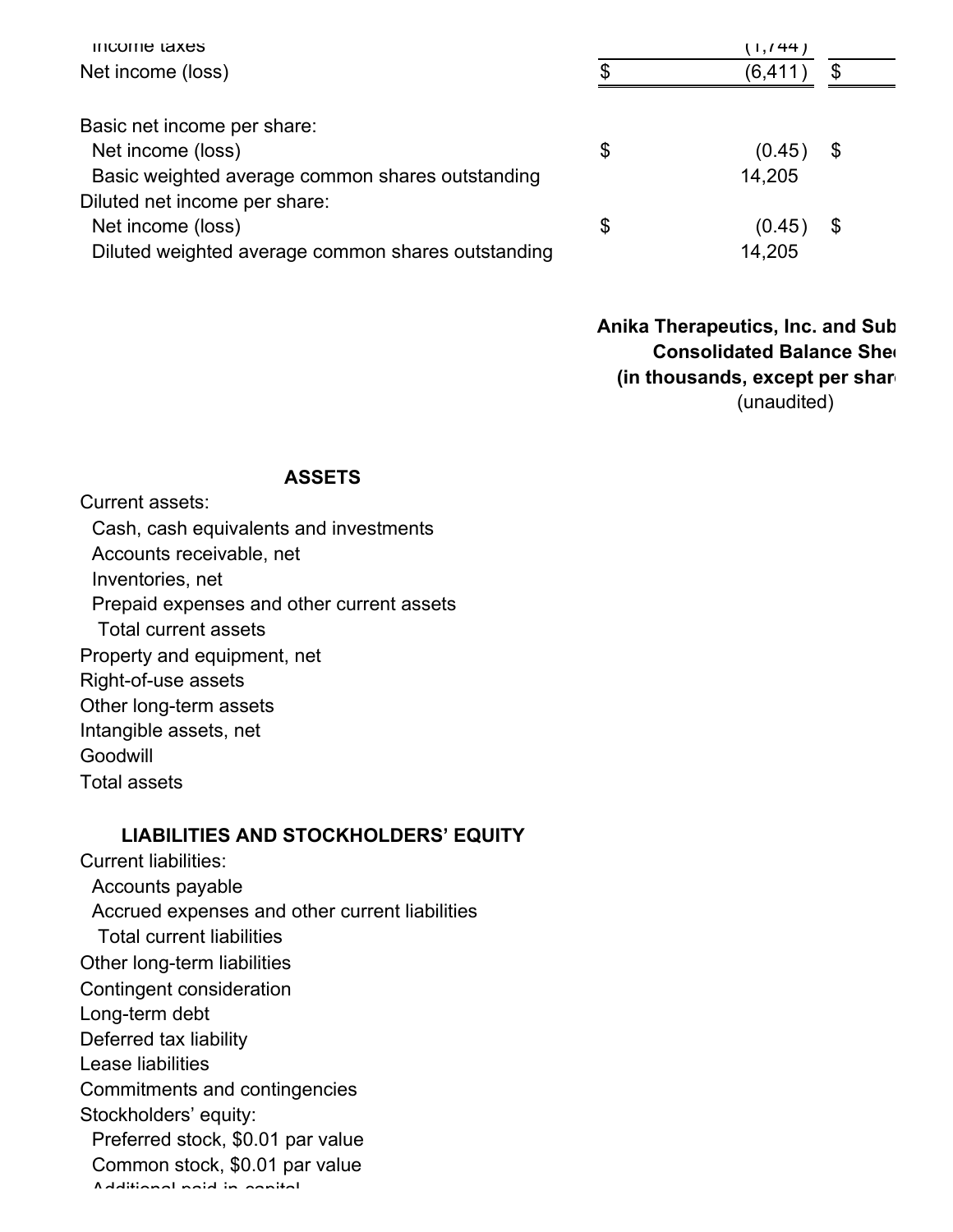| | | | |
|---|---|---|---|
| Income taxes | | (1,744) | |
| Net income (loss) | $ | (6,411) | $ |
| | | | |
| Basic net income per share: | | | |
| Net income (loss) | $ | (0.45) | $ |
| Basic weighted average common shares outstanding | | 14,205 | |
| Diluted net income per share: | | | |
| Net income (loss) | $ | (0.45) | $ |
| Diluted weighted average common shares outstanding | | 14,205 | |

**Anika Therapeutics, Inc. and Sub**
**Consolidated Balance She**
**(in thousands, except per shar**
(unaudited)

| |
|---|
| **ASSETS** |
| Current assets: |
| Cash, cash equivalents and investments |
| Accounts receivable, net |
| Inventories, net |
| Prepaid expenses and other current assets |
| Total current assets |
| Property and equipment, net |
| Right-of-use assets |
| Other long-term assets |
| Intangible assets, net |
| Goodwill |
| Total assets |
| |
| **LIABILITIES AND STOCKHOLDERS' EQUITY** |
| Current liabilities: |
| Accounts payable |
| Accrued expenses and other current liabilities |
| Total current liabilities |
| Other long-term liabilities |
| Contingent consideration |
| Long-term debt |
| Deferred tax liability |
| Lease liabilities |
| Commitments and contingencies |
| Stockholders' equity: |
| Preferred stock, $0.01 par value |
| Common stock, $0.01 par value |
| Additional paid-in capital |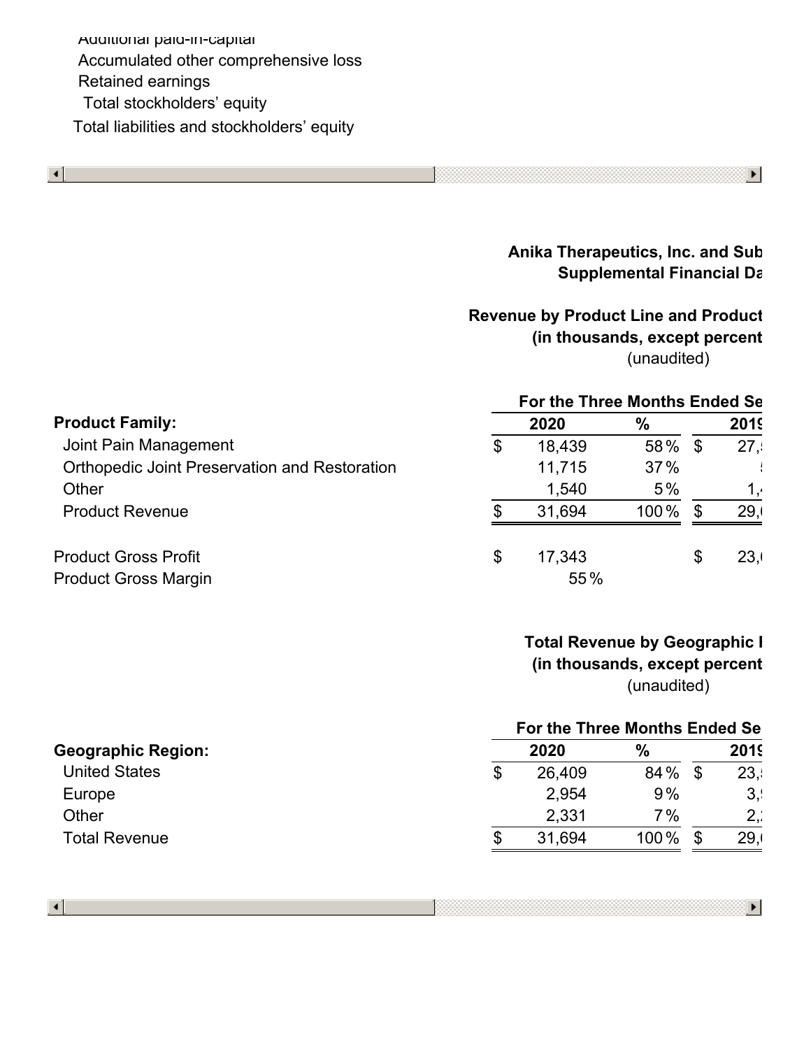Additional paid-in-capital
Accumulated other comprehensive loss
Retained earnings
Total stockholders’ equity
Total liabilities and stockholders’ equity

**Anika Therapeutics, Inc. and Sub**
**Supplemental Financial Da**

**Revenue by Product Line and Product**
**(in thousands, except percent**
(unaudited)

| | For the Three Months Ended Se | | |
|---|---|---|---|
| **Product Family:** | **2020** | **%** | **2019** |
| Joint Pain Management | $ 18,439 | 58 % | $ 27, |
| Orthopedic Joint Preservation and Restoration | 11,715 | 37 % | |
| Other | 1,540 | 5 % | 1, |
| Product Revenue | $ 31,694 | 100 % | $ 29, |
| | | | |
| Product Gross Profit | $ 17,343 | | $ 23, |
| Product Gross Margin | 55 % | | |

**Total Revenue by Geographic I**
**(in thousands, except percent**
(unaudited)

| | For the Three Months Ended Se | | |
|---|---|---|---|
| **Geographic Region:** | **2020** | **%** | **2019** |
| United States | $ 26,409 | 84 % | $ 23, |
| Europe | 2,954 | 9 % | 3, |
| Other | 2,331 | 7 % | 2, |
| Total Revenue | $ 31,694 | 100 % | $ 29, |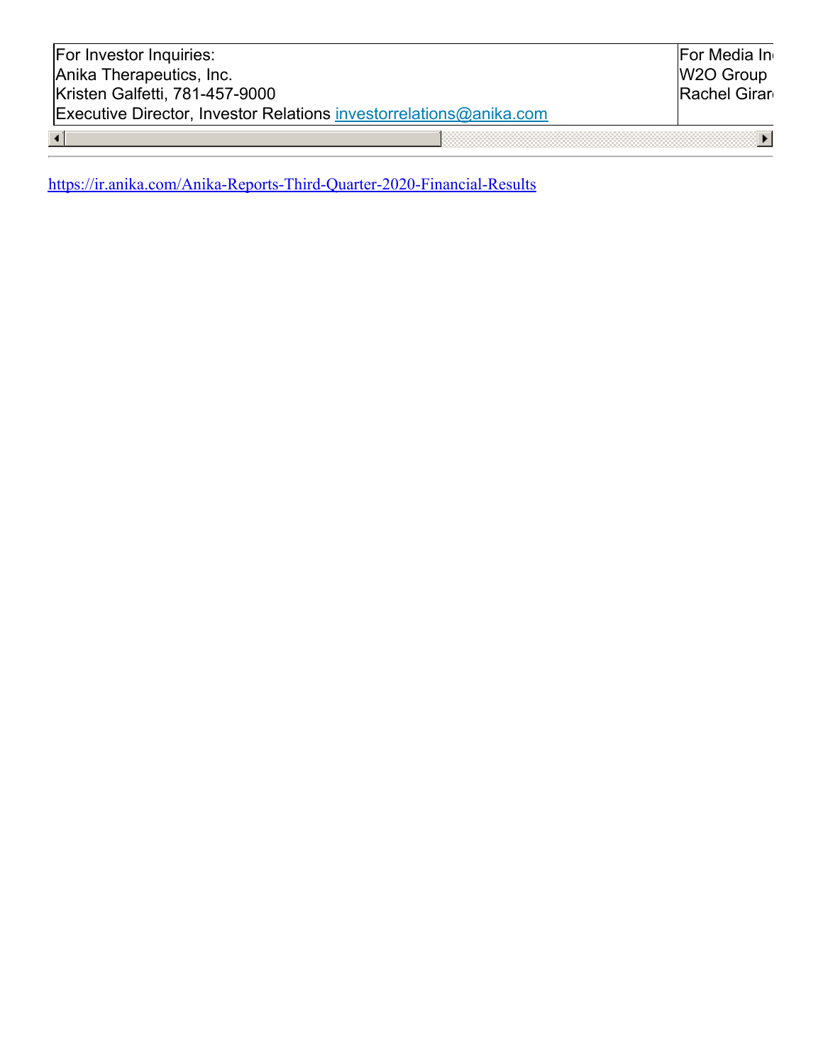| For Investor Inquiries: | For Media In |
|---|---|
| Anika Therapeutics, Inc. | W2O Group |
| Kristen Galfetti, 781-457-9000 | Rachel Girar |
| Executive Director, Investor Relations investorrelations@anika.com | |

https://ir.anika.com/Anika-Reports-Third-Quarter-2020-Financial-Results